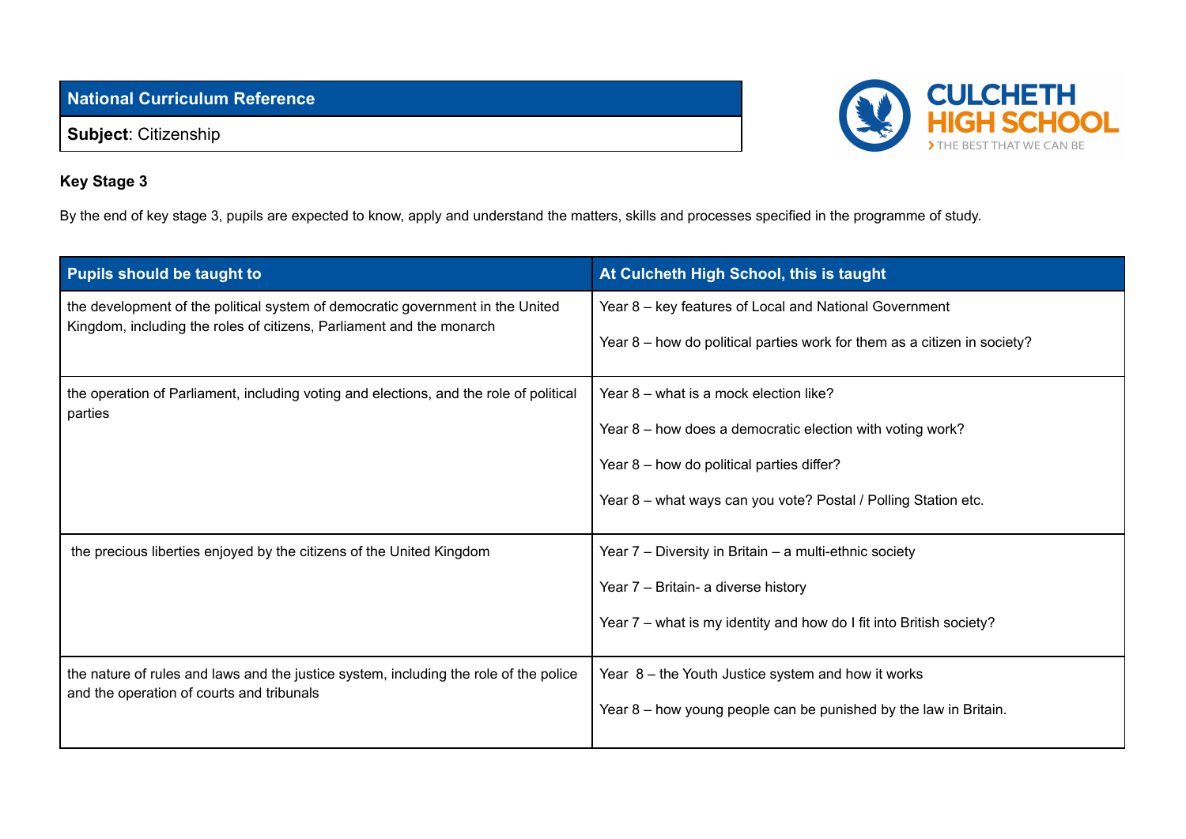| National Curriculum Reference |
|---|
| **Subject**: Citizenship |

CULCHETH HIGH SCHOOL
> THE BEST THAT WE CAN BE

**Key Stage 3**

By the end of key stage 3, pupils are expected to know, apply and understand the matters, skills and processes specified in the programme of study.

| Pupils should be taught to | At Culcheth High School, this is taught |
|---|---|
| the development of the political system of democratic government in the United Kingdom, including the roles of citizens, Parliament and the monarch | Year 8 – key features of Local and National Government<br><br>Year 8 – how do political parties work for them as a citizen in society? |
| the operation of Parliament, including voting and elections, and the role of political parties | Year 8 – what is a mock election like?<br><br>Year 8 – how does a democratic election with voting work?<br><br>Year 8 – how do political parties differ?<br><br>Year 8 – what ways can you vote? Postal / Polling Station etc. |
| the precious liberties enjoyed by the citizens of the United Kingdom | Year 7 – Diversity in Britain – a multi-ethnic society<br><br>Year 7 – Britain- a diverse history<br><br>Year 7 – what is my identity and how do I fit into British society? |
| the nature of rules and laws and the justice system, including the role of the police and the operation of courts and tribunals | Year 8 – the Youth Justice system and how it works<br><br>Year 8 – how young people can be punished by the law in Britain. |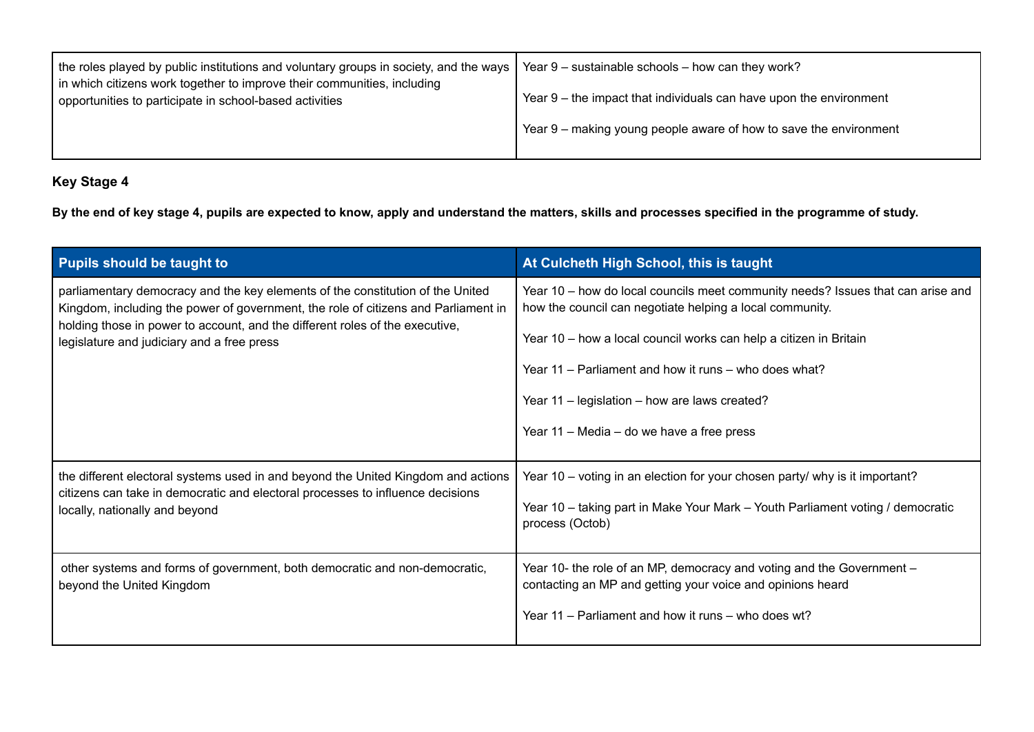| | |
|---|---|
| the roles played by public institutions and voluntary groups in society, and the ways in which citizens work together to improve their communities, including opportunities to participate in school-based activities | Year 9 – sustainable schools – how can they work?<br><br>Year 9 – the impact that individuals can have upon the environment<br><br>Year 9 – making young people aware of how to save the environment |

**Key Stage 4**

**By the end of key stage 4, pupils are expected to know, apply and understand the matters, skills and processes specified in the programme of study.**

| Pupils should be taught to | At Culcheth High School, this is taught |
|---|---|
| parliamentary democracy and the key elements of the constitution of the United Kingdom, including the power of government, the role of citizens and Parliament in holding those in power to account, and the different roles of the executive, legislature and judiciary and a free press | Year 10 – how do local councils meet community needs? Issues that can arise and how the council can negotiate helping a local community.<br><br>Year 10 – how a local council works can help a citizen in Britain<br><br>Year 11 – Parliament and how it runs – who does what?<br><br>Year 11 – legislation – how are laws created?<br><br>Year 11 – Media – do we have a free press |
| the different electoral systems used in and beyond the United Kingdom and actions citizens can take in democratic and electoral processes to influence decisions locally, nationally and beyond | Year 10 – voting in an election for your chosen party/ why is it important?<br><br>Year 10 – taking part in Make Your Mark – Youth Parliament voting / democratic process (Octob) |
| other systems and forms of government, both democratic and non-democratic, beyond the United Kingdom | Year 10- the role of an MP, democracy and voting and the Government – contacting an MP and getting your voice and opinions heard<br><br>Year 11 – Parliament and how it runs – who does wt? |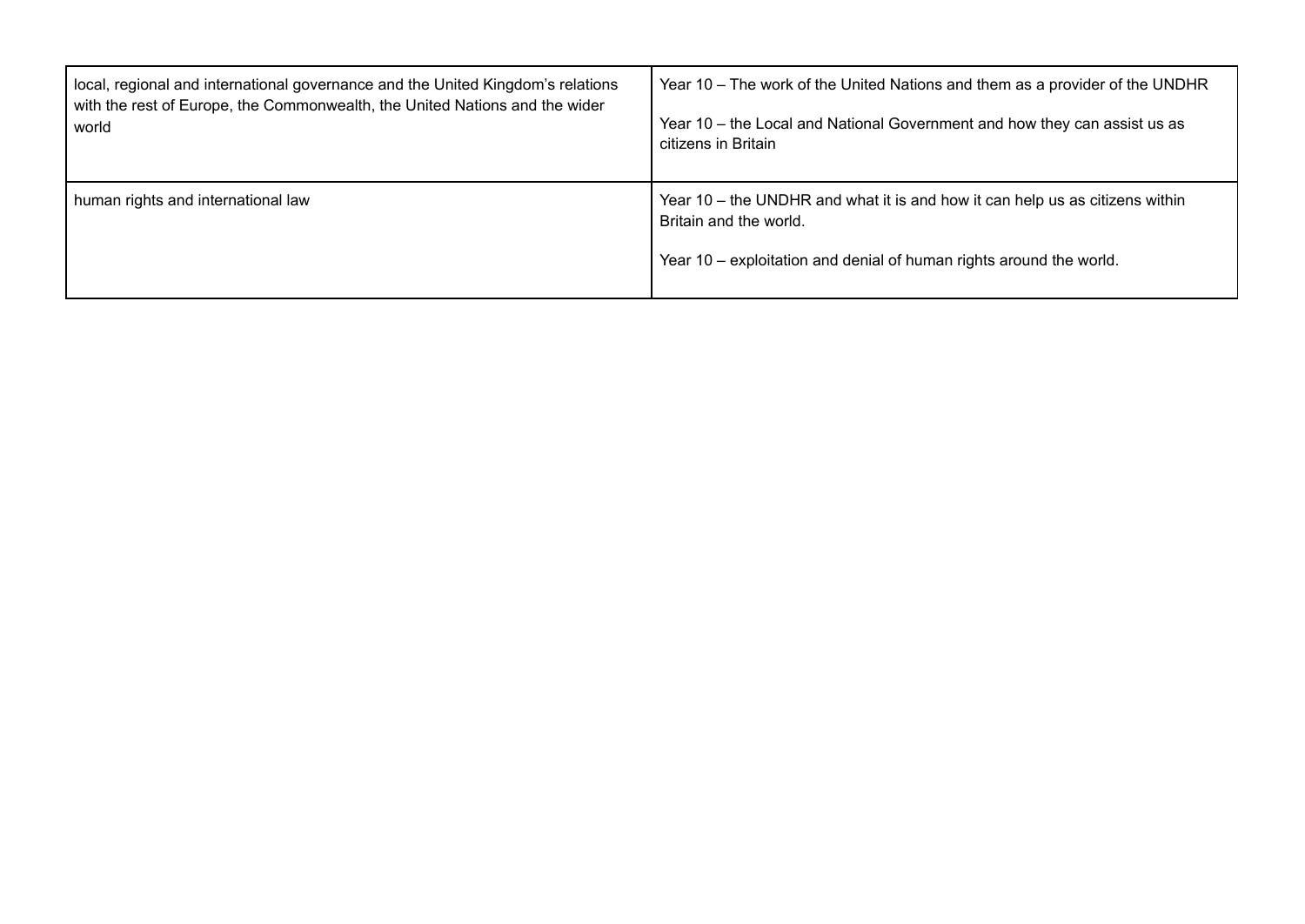| | |
|---|---|
| local, regional and international governance and the United Kingdom's relations with the rest of Europe, the Commonwealth, the United Nations and the wider world | Year 10 – The work of the United Nations and them as a provider of the UNDHR<br><br>Year 10 – the Local and National Government and how they can assist us as citizens in Britain |
| human rights and international law | Year 10 – the UNDHR and what it is and how it can help us as citizens within Britain and the world.<br><br>Year 10 – exploitation and denial of human rights around the world. |